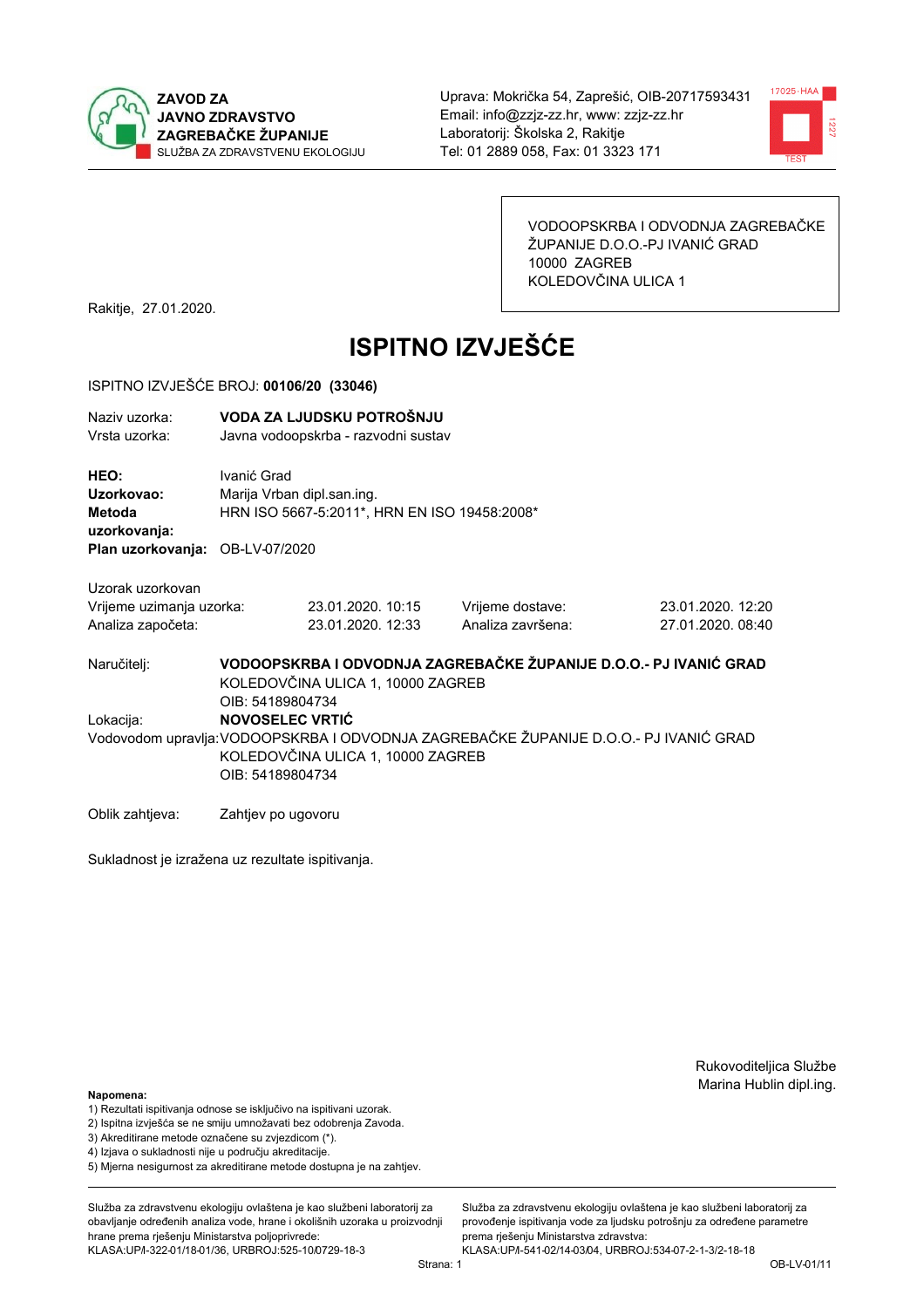**ZAVOD ZA JAVNO ZDRAVSTVO ZAGREBAČKE ŽUPANIJE**
SLUŽBA ZA ZDRAVSTVENU EKOLOGIJU

Uprava: Mokrička 54, Zaprešić, OIB-20717593431
Email: info@zzjz-zz.hr, www: zzjz-zz.hr
Laboratorij: Školska 2, Rakitje
Tel: 01 2889 058, Fax: 01 3323 171

VODOOPSKRBA I ODVODNJA ZAGREBAČKE ŽUPANIJE D.O.O.-PJ IVANIĆ GRAD
10000 ZAGREB
KOLEDOVČINA ULICA 1

Rakitje, 27.01.2020.

# ISPITNO IZVJEŠĆE

ISPITNO IZVJEŠĆE BROJ: **00106/20 (33046)**

Naziv uzorka: **VODA ZA LJUDSKU POTROŠNJU**
Vrsta uzorka: Javna vodoopskrba - razvodni sustav

**HEO:** Ivanić Grad
**Uzorkovao:** Marija Vrban dipl.san.ing.
**Metoda uzorkovanja:** HRN ISO 5667-5:2011*, HRN EN ISO 19458:2008*
**Plan uzorkovanja:** OB-LV-07/2020

Uzorak uzorkovan

| | | | |
|---|---|---|---|
| Vrijeme uzimanja uzorka: | 23.01.2020. 10:15 | Vrijeme dostave: | 23.01.2020. 12:20 |
| Analiza započeta: | 23.01.2020. 12:33 | Analiza završena: | 27.01.2020. 08:40 |

Naručitelj: **VODOOPSKRBA I ODVODNJA ZAGREBAČKE ŽUPANIJE D.O.O.- PJ IVANIĆ GRAD**
KOLEDOVČINA ULICA 1, 10000 ZAGREB
OIB: 54189804734

Lokacija: **NOVOSELEC VRTIĆ**

Vodovodom upravlja: VODOOPSKRBA I ODVODNJA ZAGREBAČKE ŽUPANIJE D.O.O.- PJ IVANIĆ GRAD
KOLEDOVČINA ULICA 1, 10000 ZAGREB
OIB: 54189804734

Oblik zahtjeva: Zahtjev po ugovoru

Sukladnost je izražena uz rezultate ispitivanja.

Rukovoditeljica Službe
Marina Hublin dipl.ing.

**Napomena:**
1) Rezultati ispitivanja odnose se isključivo na ispitivani uzorak.
2) Ispitna izvješća se ne smiju umnožavati bez odobrenja Zavoda.
3) Akreditirane metode označene su zvjezdicom (*).
4) Izjava o sukladnosti nije u području akreditacije.
5) Mjerna nesigurnost za akreditirane metode dostupna je na zahtjev.

Služba za zdravstvenu ekologiju ovlaštena je kao službeni laboratorij za obavljanje određenih analiza vode, hrane i okolišnih uzoraka u proizvodnji hrane prema rješenju Ministarstva poljoprivrede: KLASA:UP/I-322-01/18-01/36, URBROJ:525-10/0729-18-3

Služba za zdravstvenu ekologiju ovlaštena je kao službeni laboratorij za provođenje ispitivanja vode za ljudsku potrošnju za određene parametre prema rješenju Ministarstva zdravstva: KLASA:UP/I-541-02/14-03/04, URBROJ:534-07-2-1-3/2-18-18

OB-LV-01/11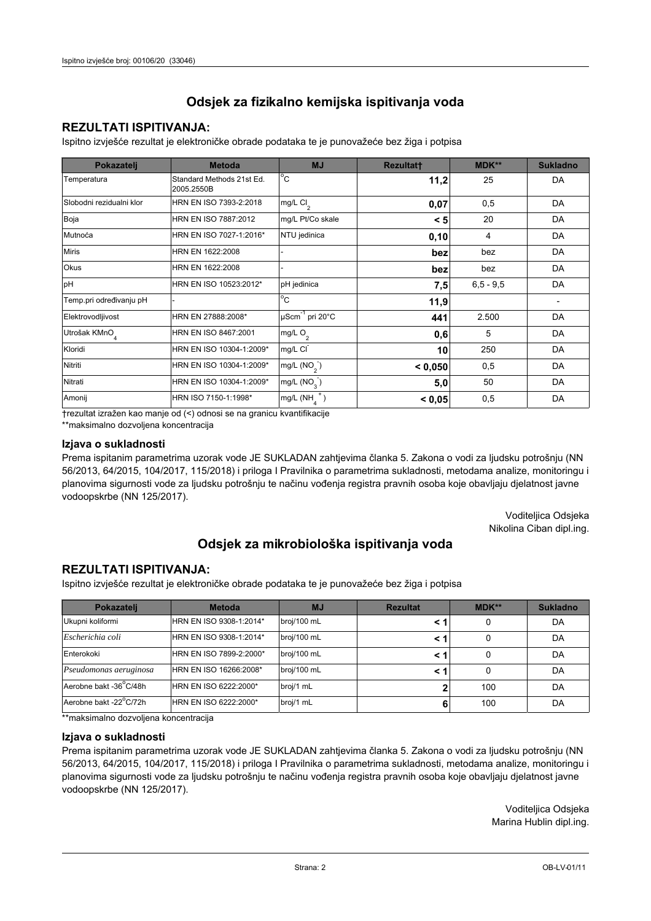## Odsjek za fizikalno kemijska ispitivanja voda

### REZULTATI ISPITIVANJA:

Ispitno izvješće rezultat je elektroničke obrade podataka te je punovažeće bez žiga i potpisa

| Pokazatelj | Metoda | MJ | Rezultat† | MDK** | Sukladno |
|---|---|---|---|---|---|
| Temperatura | Standard Methods 21st Ed. 2005.2550B | °C | **11,2** | 25 | DA |
| Slobodni rezidualni klor | HRN EN ISO 7393-2:2018 | mg/L $Cl_2$ | **0,07** | 0,5 | DA |
| Boja | HRN EN ISO 7887:2012 | mg/L Pt/Co skale | **< 5** | 20 | DA |
| Mutnoća | HRN EN ISO 7027-1:2016* | NTU jedinica | **0,10** | 4 | DA |
| Miris | HRN EN 1622:2008 | - | **bez** | bez | DA |
| Okus | HRN EN 1622:2008 | - | **bez** | bez | DA |
| pH | HRN EN ISO 10523:2012* | pH jedinica | **7,5** | 6,5 - 9,5 | DA |
| Temp.pri određivanju pH | - | °C | **11,9** | | - |
| Elektrovodljivost | HRN EN 27888:2008* | $\mu Scm^{-1}$ pri 20°C | **441** | 2.500 | DA |
| Utrošak $KMnO_4$ | HRN EN ISO 8467:2001 | mg/L $O_2$ | **0,6** | 5 | DA |
| Kloridi | HRN EN ISO 10304-1:2009* | mg/L $Cl^-$ | **10** | 250 | DA |
| Nitriti | HRN EN ISO 10304-1:2009* | mg/L ($NO_2^-$) | **< 0,050** | 0,5 | DA |
| Nitrati | HRN EN ISO 10304-1:2009* | mg/L ($NO_3^-$) | **5,0** | 50 | DA |
| Amonij | HRN ISO 7150-1:1998* | mg/L ($NH_4^+$) | **< 0,05** | 0,5 | DA |

†rezultat izražen kao manje od (<) odnosi se na granicu kvantifikacije

**maksimalno dozvoljena koncentracija

### Izjava o sukladnosti

Prema ispitanim parametrima uzorak vode JE SUKLADAN zahtjevima članka 5. Zakona o vodi za ljudsku potrošnju (NN 56/2013, 64/2015, 104/2017, 115/2018) i priloga I Pravilnika o parametrima sukladnosti, metodama analize, monitoringu i planovima sigurnosti vode za ljudsku potrošnju te načinu vođenja registra pravnih osoba koje obavljaju djelatnost javne vodoopskrbe (NN 125/2017).

Voditeljica Odsjeka
Nikolina Ciban dipl.ing.

## Odsjek za mikrobiološka ispitivanja voda

### REZULTATI ISPITIVANJA:

Ispitno izvješće rezultat je elektroničke obrade podataka te je punovažeće bez žiga i potpisa

| Pokazatelj | Metoda | MJ | Rezultat | MDK** | Sukladno |
|---|---|---|---|---|---|
| Ukupni koliformi | HRN EN ISO 9308-1:2014* | broj/100 mL | **< 1** | 0 | DA |
| *Escherichia coli* | HRN EN ISO 9308-1:2014* | broj/100 mL | **< 1** | 0 | DA |
| Enterokoki | HRN EN ISO 7899-2:2000* | broj/100 mL | **< 1** | 0 | DA |
| *Pseudomonas aeruginosa* | HRN EN ISO 16266:2008* | broj/100 mL | **< 1** | 0 | DA |
| Aerobne bakt -36°C/48h | HRN EN ISO 6222:2000* | broj/1 mL | **2** | 100 | DA |
| Aerobne bakt -22°C/72h | HRN EN ISO 6222:2000* | broj/1 mL | **6** | 100 | DA |

**maksimalno dozvoljena koncentracija

### Izjava o sukladnosti

Prema ispitanim parametrima uzorak vode JE SUKLADAN zahtjevima članka 5. Zakona o vodi za ljudsku potrošnju (NN 56/2013, 64/2015, 104/2017, 115/2018) i priloga I Pravilnika o parametrima sukladnosti, metodama analize, monitoringu i planovima sigurnosti vode za ljudsku potrošnju te načinu vođenja registra pravnih osoba koje obavljaju djelatnost javne vodoopskrbe (NN 125/2017).

Voditeljica Odsjeka
Marina Hublin dipl.ing.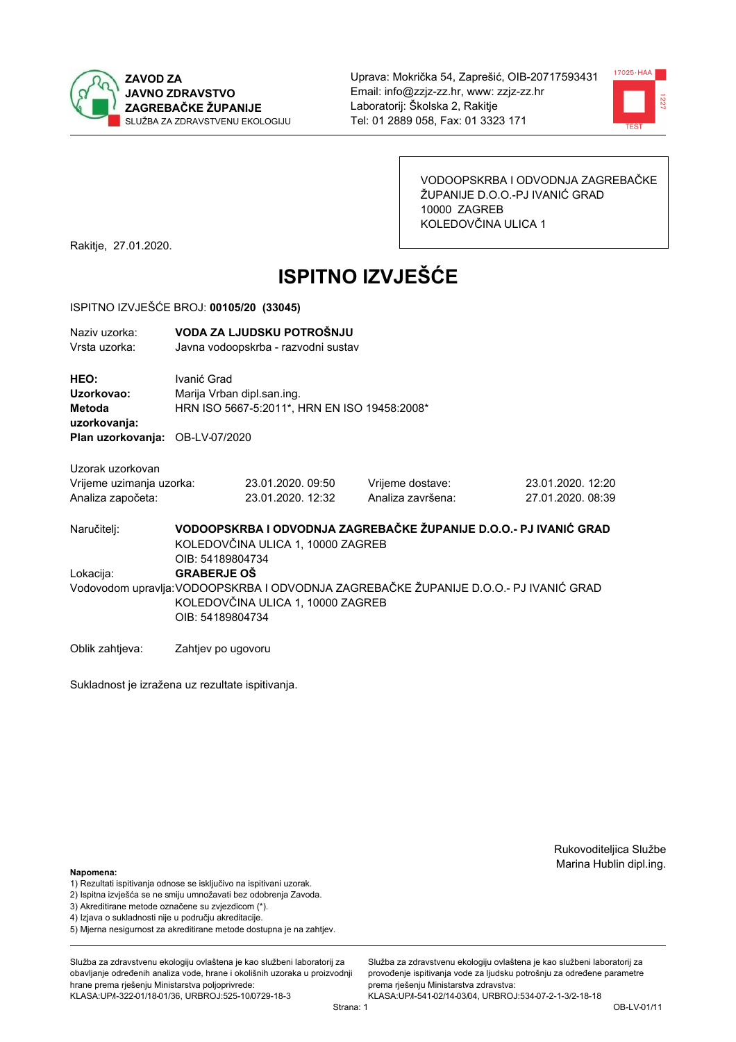ZAVOD ZA JAVNO ZDRAVSTVO ZAGREBAČKE ŽUPANIJE
SLUŽBA ZA ZDRAVSTVENU EKOLOGIJU

Uprava: Mokrička 54, Zaprešić, OIB-20717593431
Email: info@zzjz-zz.hr, www: zzjz-zz.hr
Laboratorij: Školska 2, Rakitje
Tel: 01 2889 058, Fax: 01 3323 171

VODOOPSKRBA I ODVODNJA ZAGREBAČKE ŽUPANIJE D.O.O.-PJ IVANIĆ GRAD
10000 ZAGREB
KOLEDOVČINA ULICA 1

Rakitje, 27.01.2020.

# ISPITNO IZVJEŠĆE

ISPITNO IZVJEŠĆE BROJ: **00105/20 (33045)**

Naziv uzorka: **VODA ZA LJUDSKU POTROŠNJU**
Vrsta uzorka: Javna vodoopskrba - razvodni sustav

**HEO:** Ivanić Grad
**Uzorkovao:** Marija Vrban dipl.san.ing.
**Metoda uzorkovanja:** HRN ISO 5667-5:2011*, HRN EN ISO 19458:2008*
**Plan uzorkovanja:** OB-LV-07/2020

Uzorak uzorkovan

| | | | |
|---|---|---|---|
| Vrijeme uzimanja uzorka: | 23.01.2020. 09:50 | Vrijeme dostave: | 23.01.2020. 12:20 |
| Analiza započeta: | 23.01.2020. 12:32 | Analiza završena: | 27.01.2020. 08:39 |

Naručitelj: **VODOOPSKRBA I ODVODNJA ZAGREBAČKE ŽUPANIJE D.O.O.- PJ IVANIĆ GRAD**
KOLEDOVČINA ULICA 1, 10000 ZAGREB
OIB: 54189804734

Lokacija: **GRABERJE OŠ**

Vodovodom upravlja: VODOOPSKRBA I ODVODNJA ZAGREBAČKE ŽUPANIJE D.O.O.- PJ IVANIĆ GRAD
KOLEDOVČINA ULICA 1, 10000 ZAGREB
OIB: 54189804734

Oblik zahtjeva: Zahtjev po ugovoru

Sukladnost je izražena uz rezultate ispitivanja.

Rukovoditeljica Službe
Marina Hublin dipl.ing.

**Napomena:**
1) Rezultati ispitivanja odnose se isključivo na ispitivani uzorak.
2) Ispitna izvješća se ne smiju umnožavati bez odobrenja Zavoda.
3) Akreditirane metode označene su zvjezdicom (*).
4) Izjava o sukladnosti nije u području akreditacije.
5) Mjerna nesigurnost za akreditirane metode dostupna je na zahtjev.

Služba za zdravstvenu ekologiju ovlaštena je kao službeni laboratorij za obavljanje određenih analiza vode, hrane i okolišnih uzoraka u proizvodnji hrane prema rješenju Ministarstva poljoprivrede: KLASA:UP/I-322-01/18-01/36, URBROJ:525-10/0729-18-3

Služba za zdravstvenu ekologiju ovlaštena je kao službeni laboratorij za provođenje ispitivanja vode za ljudsku potrošnju za određene parametre prema rješenju Ministarstva zdravstva: KLASA:UP/I-541-02/14-03/04, URBROJ:534-07-2-1-3/2-18-18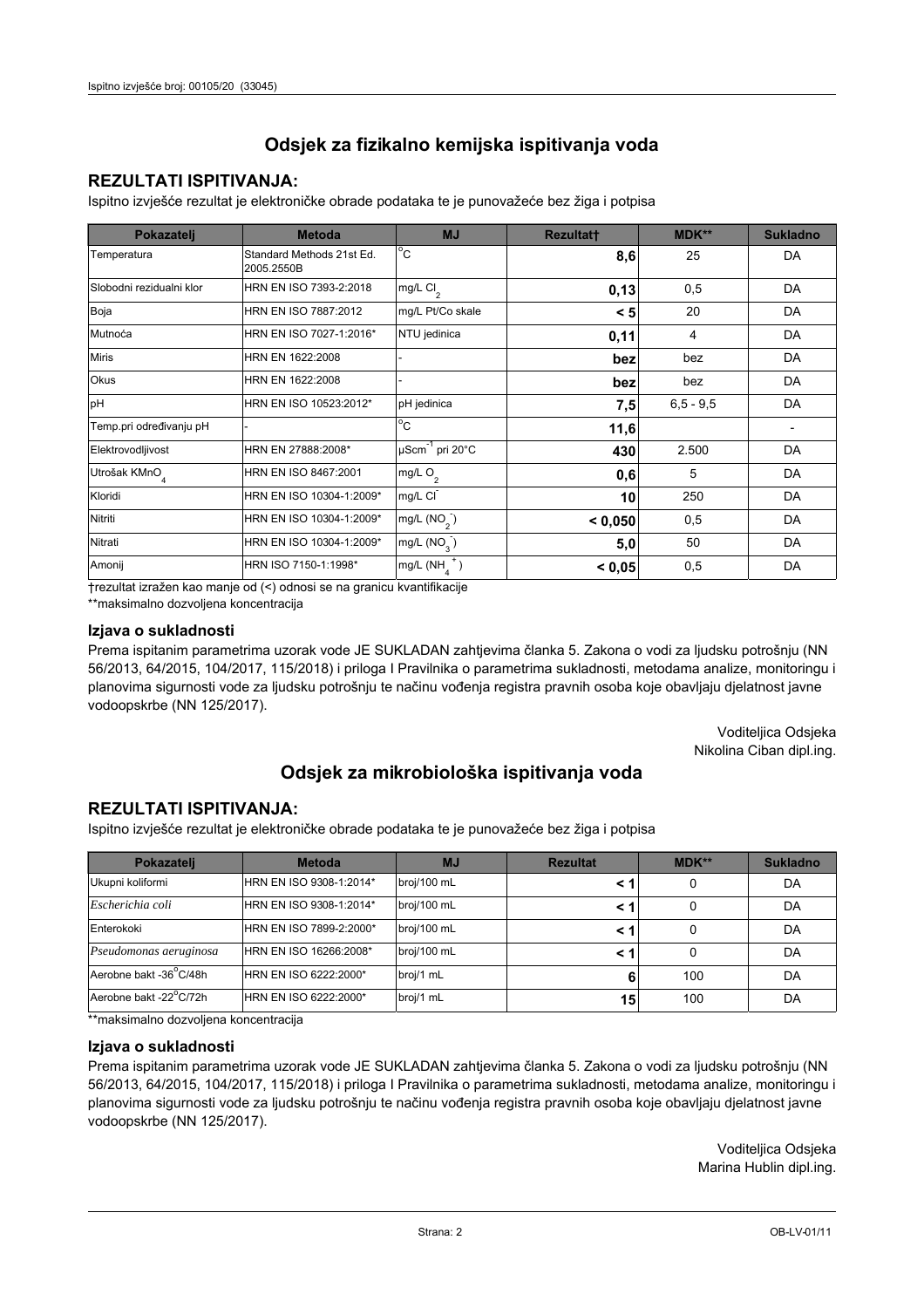# Odsjek za fizikalno kemijska ispitivanja voda

## REZULTATI ISPITIVANJA:

Ispitno izvješće rezultat je elektroničke obrade podataka te je punovažeće bez žiga i potpisa

| Pokazatelj | Metoda | MJ | Rezultat† | MDK** | Sukladno |
|---|---|---|---|---|---|
| Temperatura | Standard Methods 21st Ed. 2005.2550B | °C | **8,6** | 25 | DA |
| Slobodni rezidualni klor | HRN EN ISO 7393-2:2018 | mg/L $Cl_2$ | **0,13** | 0,5 | DA |
| Boja | HRN EN ISO 7887:2012 | mg/L Pt/Co skale | **< 5** | 20 | DA |
| Mutnoća | HRN EN ISO 7027-1:2016* | NTU jedinica | **0,11** | 4 | DA |
| Miris | HRN EN 1622:2008 | - | **bez** | bez | DA |
| Okus | HRN EN 1622:2008 | - | **bez** | bez | DA |
| pH | HRN EN ISO 10523:2012* | pH jedinica | **7,5** | 6,5 - 9,5 | DA |
| Temp.pri određivanju pH | - | °C | **11,6** | | - |
| Elektrovodljivost | HRN EN 27888:2008* | $\mu Scm^{-1}$ pri 20°C | **430** | 2.500 | DA |
| Utrošak $KMnO_4$ | HRN EN ISO 8467:2001 | mg/L $O_2$ | **0,6** | 5 | DA |
| Kloridi | HRN EN ISO 10304-1:2009* | mg/L $Cl^-$ | **10** | 250 | DA |
| Nitriti | HRN EN ISO 10304-1:2009* | mg/L ($NO_2^-$) | **< 0,050** | 0,5 | DA |
| Nitrati | HRN EN ISO 10304-1:2009* | mg/L ($NO_3^-$) | **5,0** | 50 | DA |
| Amonij | HRN ISO 7150-1:1998* | mg/L ($NH_4^+$) | **< 0,05** | 0,5 | DA |

†rezultat izražen kao manje od (<) odnosi se na granicu kvantifikacije

**maksimalno dozvoljena koncentracija

### Izjava o sukladnosti

Prema ispitanim parametrima uzorak vode JE SUKLADAN zahtjevima članka 5. Zakona o vodi za ljudsku potrošnju (NN 56/2013, 64/2015, 104/2017, 115/2018) i priloga I Pravilnika o parametrima sukladnosti, metodama analize, monitoringu i planovima sigurnosti vode za ljudsku potrošnju te načinu vođenja registra pravnih osoba koje obavljaju djelatnost javne vodoopskrbe (NN 125/2017).

Voditeljica Odsjeka
Nikolina Ciban dipl.ing.

# Odsjek za mikrobiološka ispitivanja voda

## REZULTATI ISPITIVANJA:

Ispitno izvješće rezultat je elektroničke obrade podataka te je punovažeće bez žiga i potpisa

| Pokazatelj | Metoda | MJ | Rezultat | MDK** | Sukladno |
|---|---|---|---|---|---|
| Ukupni koliformi | HRN EN ISO 9308-1:2014* | broj/100 mL | **< 1** | 0 | DA |
| *Escherichia coli* | HRN EN ISO 9308-1:2014* | broj/100 mL | **< 1** | 0 | DA |
| Enterokoki | HRN EN ISO 7899-2:2000* | broj/100 mL | **< 1** | 0 | DA |
| *Pseudomonas aeruginosa* | HRN EN ISO 16266:2008* | broj/100 mL | **< 1** | 0 | DA |
| Aerobne bakt -36°C/48h | HRN EN ISO 6222:2000* | broj/1 mL | **6** | 100 | DA |
| Aerobne bakt -22°C/72h | HRN EN ISO 6222:2000* | broj/1 mL | **15** | 100 | DA |

**maksimalno dozvoljena koncentracija

### Izjava o sukladnosti

Prema ispitanim parametrima uzorak vode JE SUKLADAN zahtjevima članka 5. Zakona o vodi za ljudsku potrošnju (NN 56/2013, 64/2015, 104/2017, 115/2018) i priloga I Pravilnika o parametrima sukladnosti, metodama analize, monitoringu i planovima sigurnosti vode za ljudsku potrošnju te načinu vođenja registra pravnih osoba koje obavljaju djelatnost javne vodoopskrbe (NN 125/2017).

Voditeljica Odsjeka
Marina Hublin dipl.ing.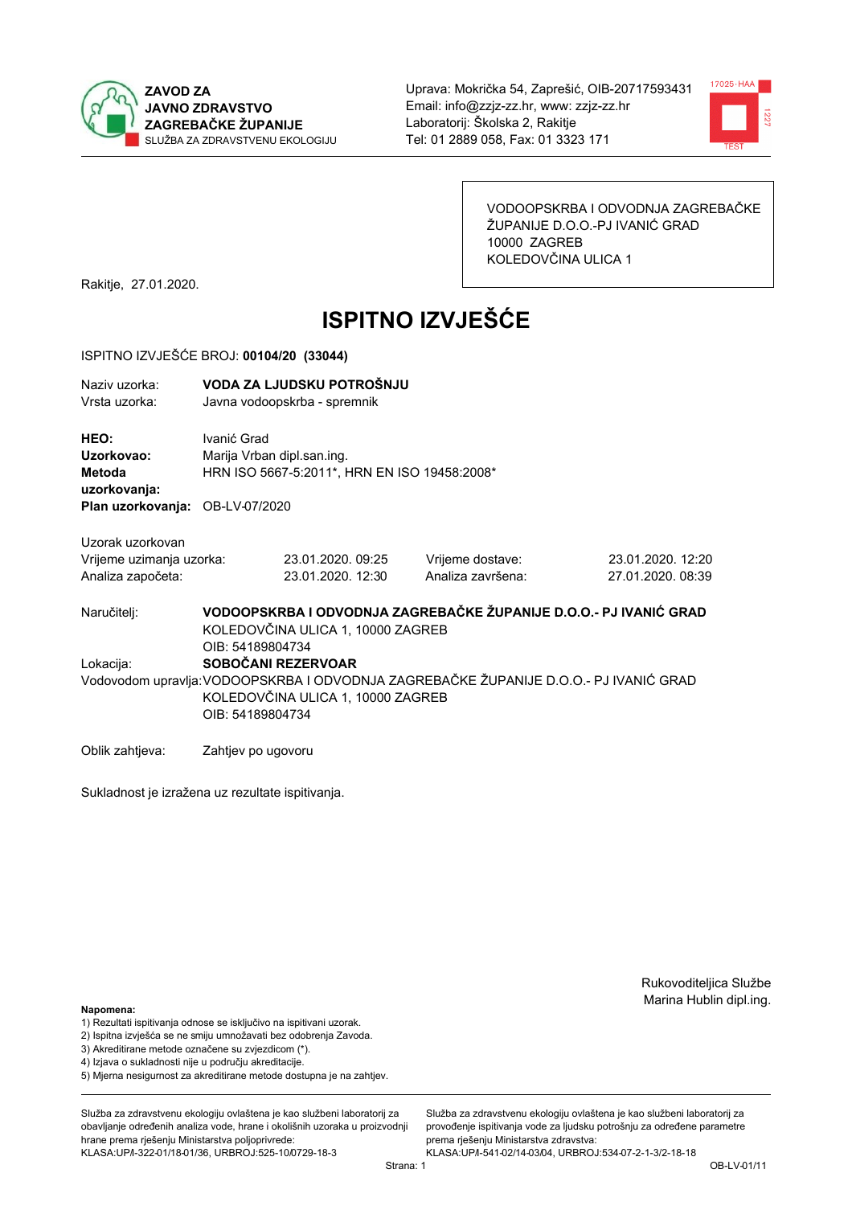ZAVOD ZA JAVNO ZDRAVSTVO ZAGREBAČKE ŽUPANIJE
SLUŽBA ZA ZDRAVSTVENU EKOLOGIJU

Uprava: Mokrička 54, Zaprešić, OIB-20717593431
Email: info@zzjz-zz.hr, www: zzjz-zz.hr
Laboratorij: Školska 2, Rakitje
Tel: 01 2889 058, Fax: 01 3323 171

VODOOPSKRBA I ODVODNJA ZAGREBAČKE ŽUPANIJE D.O.O.-PJ IVANIĆ GRAD
10000 ZAGREB
KOLEDOVČINA ULICA 1

Rakitje, 27.01.2020.

# ISPITNO IZVJEŠĆE

ISPITNO IZVJEŠĆE BROJ: **00104/20 (33044)**

| | |
|---|---|
| Naziv uzorka: | **VODA ZA LJUDSKU POTROŠNJU** |
| Vrsta uzorka: | Javna vodoopskrba - spremnik |
| **HEO:** | Ivanić Grad |
| **Uzorkovao:** | Marija Vrban dipl.san.ing. |
| **Metoda uzorkovanja:** | HRN ISO 5667-5:2011*, HRN EN ISO 19458:2008* |
| **Plan uzorkovanja:** | OB-LV-07/2020 |

Uzorak uzorkovan

| | | | |
|---|---|---|---|
| Vrijeme uzimanja uzorka: | 23.01.2020. 09:25 | Vrijeme dostave: | 23.01.2020. 12:20 |
| Analiza započeta: | 23.01.2020. 12:30 | Analiza završena: | 27.01.2020. 08:39 |

Naručitelj: **VODOOPSKRBA I ODVODNJA ZAGREBAČKE ŽUPANIJE D.O.O.- PJ IVANIĆ GRAD**
KOLEDOVČINA ULICA 1, 10000 ZAGREB
OIB: 54189804734

Lokacija: **SOBOČANI REZERVOAR**

Vodovodom upravlja: VODOOPSKRBA I ODVODNJA ZAGREBAČKE ŽUPANIJE D.O.O.- PJ IVANIĆ GRAD
KOLEDOVČINA ULICA 1, 10000 ZAGREB
OIB: 54189804734

Oblik zahtjeva: Zahtjev po ugovoru

Sukladnost je izražena uz rezultate ispitivanja.

Rukovoditeljica Službe
Marina Hublin dipl.ing.

**Napomena:**
1) Rezultati ispitivanja odnose se isključivo na ispitivani uzorak.
2) Ispitna izvješća se ne smiju umnožavati bez odobrenja Zavoda.
3) Akreditirane metode označene su zvjezdicom (*).
4) Izjava o sukladnosti nije u području akreditacije.
5) Mjerna nesigurnost za akreditirane metode dostupna je na zahtjev.

Služba za zdravstvenu ekologiju ovlaštena je kao službeni laboratorij za obavljanje određenih analiza vode, hrane i okolišnih uzoraka u proizvodnji hrane prema rješenju Ministarstva poljoprivrede: KLASA:UP/I-322-01/18-01/36, URBROJ:525-10/0729-18-3

Služba za zdravstvenu ekologiju ovlaštena je kao službeni laboratorij za provođenje ispitivanja vode za ljudsku potrošnju za određene parametre prema rješenju Ministarstva zdravstva: KLASA:UP/I-541-02/14-03/04, URBROJ:534-07-2-1-3/2-18-18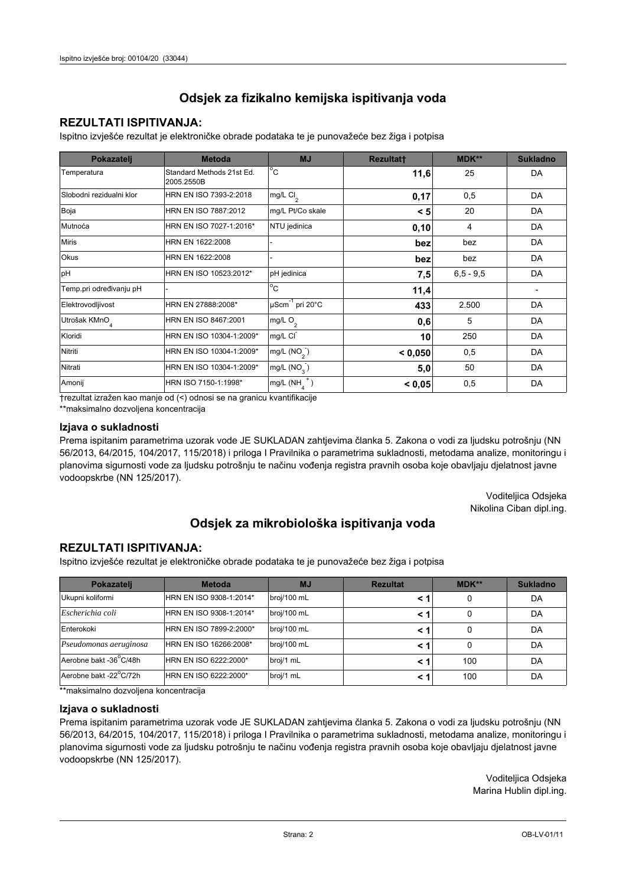## Odsjek za fizikalno kemijska ispitivanja voda

### REZULTATI ISPITIVANJA:

Ispitno izvješće rezultat je elektroničke obrade podataka te je punovažeće bez žiga i potpisa

| Pokazatelj | Metoda | MJ | Rezultat† | MDK** | Sukladno |
|---|---|---|---|---|---|
| Temperatura | Standard Methods 21st Ed. 2005.2550B | °C | **11,6** | 25 | DA |
| Slobodni rezidualni klor | HRN EN ISO 7393-2:2018 | mg/L $Cl_2$ | **0,17** | 0,5 | DA |
| Boja | HRN EN ISO 7887:2012 | mg/L Pt/Co skale | **< 5** | 20 | DA |
| Mutnoća | HRN EN ISO 7027-1:2016* | NTU jedinica | **0,10** | 4 | DA |
| Miris | HRN EN 1622:2008 | - | **bez** | bez | DA |
| Okus | HRN EN 1622:2008 | - | **bez** | bez | DA |
| pH | HRN EN ISO 10523:2012* | pH jedinica | **7,5** | 6,5 - 9,5 | DA |
| Temp.pri određivanju pH | - | °C | **11,4** | | - |
| Elektrovodljivost | HRN EN 27888:2008* | $\mu Scm^{-1}$ pri 20°C | **433** | 2.500 | DA |
| Utrošak $KMnO_4$ | HRN EN ISO 8467:2001 | mg/L $O_2$ | **0,6** | 5 | DA |
| Kloridi | HRN EN ISO 10304-1:2009* | mg/L $Cl^-$ | **10** | 250 | DA |
| Nitriti | HRN EN ISO 10304-1:2009* | mg/L ($NO_2^-$) | **< 0,050** | 0,5 | DA |
| Nitrati | HRN EN ISO 10304-1:2009* | mg/L ($NO_3^-$) | **5,0** | 50 | DA |
| Amonij | HRN ISO 7150-1:1998* | mg/L ($NH_4^+$) | **< 0,05** | 0,5 | DA |

†rezultat izražen kao manje od (<) odnosi se na granicu kvantifikacije

**maksimalno dozvoljena koncentracija

### Izjava o sukladnosti

Prema ispitanim parametrima uzorak vode JE SUKLADAN zahtjevima članka 5. Zakona o vodi za ljudsku potrošnju (NN 56/2013, 64/2015, 104/2017, 115/2018) i priloga I Pravilnika o parametrima sukladnosti, metodama analize, monitoringu i planovima sigurnosti vode za ljudsku potrošnju te načinu vođenja registra pravnih osoba koje obavljaju djelatnost javne vodoopskrbe (NN 125/2017).

Voditeljica Odsjeka
Nikolina Ciban dipl.ing.

## Odsjek za mikrobiološka ispitivanja voda

### REZULTATI ISPITIVANJA:

Ispitno izvješće rezultat je elektroničke obrade podataka te je punovažeće bez žiga i potpisa

| Pokazatelj | Metoda | MJ | Rezultat | MDK** | Sukladno |
|---|---|---|---|---|---|
| Ukupni koliformi | HRN EN ISO 9308-1:2014* | broj/100 mL | **< 1** | 0 | DA |
| *Escherichia coli* | HRN EN ISO 9308-1:2014* | broj/100 mL | **< 1** | 0 | DA |
| Enterokoki | HRN EN ISO 7899-2:2000* | broj/100 mL | **< 1** | 0 | DA |
| *Pseudomonas aeruginosa* | HRN EN ISO 16266:2008* | broj/100 mL | **< 1** | 0 | DA |
| Aerobne bakt -36°C/48h | HRN EN ISO 6222:2000* | broj/1 mL | **< 1** | 100 | DA |
| Aerobne bakt -22°C/72h | HRN EN ISO 6222:2000* | broj/1 mL | **< 1** | 100 | DA |

**maksimalno dozvoljena koncentracija

### Izjava o sukladnosti

Prema ispitanim parametrima uzorak vode JE SUKLADAN zahtjevima članka 5. Zakona o vodi za ljudsku potrošnju (NN 56/2013, 64/2015, 104/2017, 115/2018) i priloga I Pravilnika o parametrima sukladnosti, metodama analize, monitoringu i planovima sigurnosti vode za ljudsku potrošnju te načinu vođenja registra pravnih osoba koje obavljaju djelatnost javne vodoopskrbe (NN 125/2017).

Voditeljica Odsjeka
Marina Hublin dipl.ing.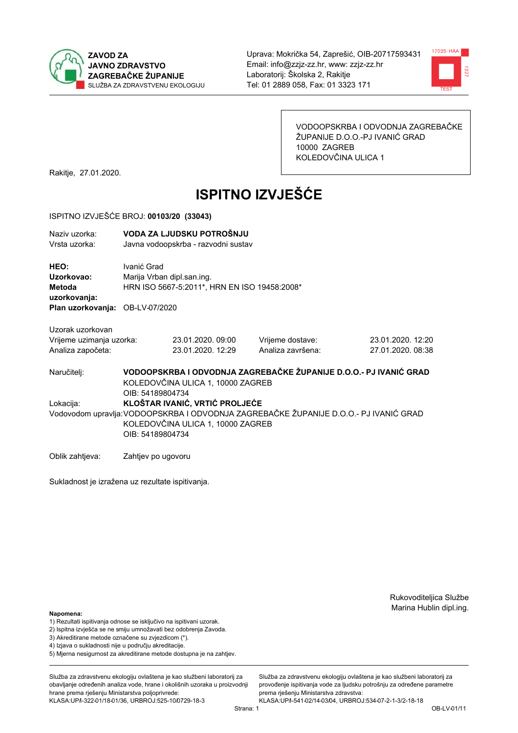**ZAVOD ZA JAVNO ZDRAVSTVO ZAGREBAČKE ŽUPANIJE**
SLUŽBA ZA ZDRAVSTVENU EKOLOGIJU

Uprava: Mokrička 54, Zaprešić, OIB-20717593431
Email: info@zzjz-zz.hr, www: zzjz-zz.hr
Laboratorij: Školska 2, Rakitje
Tel: 01 2889 058, Fax: 01 3323 171

VODOOPSKRBA I ODVODNJA ZAGREBAČKE ŽUPANIJE D.O.O.-PJ IVANIĆ GRAD
10000 ZAGREB
KOLEDOVČINA ULICA 1

Rakitje, 27.01.2020.

# ISPITNO IZVJEŠĆE

ISPITNO IZVJEŠĆE BROJ: **00103/20 (33043)**

Naziv uzorka: **VODA ZA LJUDSKU POTROŠNJU**
Vrsta uzorka: Javna vodoopskrba - razvodni sustav

**HEO:** Ivanić Grad
**Uzorkovao:** Marija Vrban dipl.san.ing.
**Metoda uzorkovanja:** HRN ISO 5667-5:2011*, HRN EN ISO 19458:2008*
**Plan uzorkovanja:** OB-LV-07/2020

Uzorak uzorkovan

| | | | |
|---|---|---|---|
| Vrijeme uzimanja uzorka: | 23.01.2020. 09:00 | Vrijeme dostave: | 23.01.2020. 12:20 |
| Analiza započeta: | 23.01.2020. 12:29 | Analiza završena: | 27.01.2020. 08:38 |

Naručitelj: **VODOOPSKRBA I ODVODNJA ZAGREBAČKE ŽUPANIJE D.O.O.- PJ IVANIĆ GRAD**
KOLEDOVČINA ULICA 1, 10000 ZAGREB
OIB: 54189804734

Lokacija: **KLOŠTAR IVANIĆ, VRTIĆ PROLJEĆE**

Vodovodom upravlja: VODOOPSKRBA I ODVODNJA ZAGREBAČKE ŽUPANIJE D.O.O.- PJ IVANIĆ GRAD
KOLEDOVČINA ULICA 1, 10000 ZAGREB
OIB: 54189804734

Oblik zahtjeva: Zahtjev po ugovoru

Sukladnost je izražena uz rezultate ispitivanja.

Rukoviditeljica Službe
Marina Hublin dipl.ing.

**Napomena:**
1) Rezultati ispitivanja odnose se isključivo na ispitivani uzorak.
2) Ispitna izvješća se ne smiju umnožavati bez odobrenja Zavoda.
3) Akreditirane metode označene su zvjezdicom (*).
4) Izjava o sukladnosti nije u području akreditacije.
5) Mjerna nesigurnost za akreditirane metode dostupna je na zahtjev.

Služba za zdravstvenu ekologiju ovlaštena je kao službeni laboratorij za obavljanje određenih analiza vode, hrane i okolišnih uzoraka u proizvodnji hrane prema rješenju Ministarstva poljoprivrede:
KLASA:UP/I-322-01/18-01/36, URBROJ:525-10/0729-18-3

Služba za zdravstvenu ekologiju ovlaštena je kao službeni laboratorij za provođenje ispitivanja vode za ljudsku potrošnju za određene parametre prema rješenju Ministarstva zdravstva:
KLASA:UP/I-541-02/14-03/04, URBROJ:534-07-2-1-3/2-18-18

OB-LV-01/11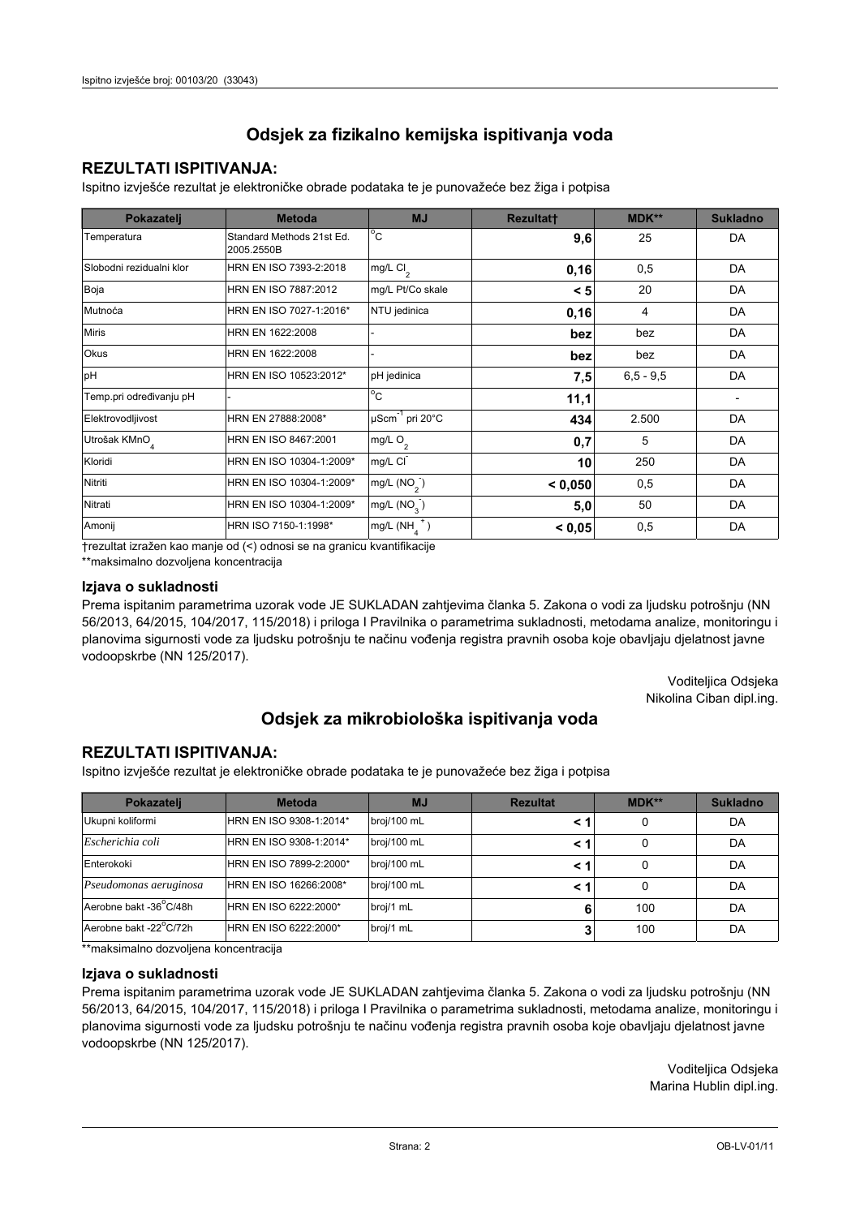## Odsjek za fizikalno kemijska ispitivanja voda

### REZULTATI ISPITIVANJA:

Ispitno izvješće rezultat je elektroničke obrade podataka te je punovažeće bez žiga i potpisa

| Pokazatelj | Metoda | MJ | Rezultat† | MDK** | Sukladno |
|---|---|---|---|---|---|
| Temperatura | Standard Methods 21st Ed. 2005.2550B | °C | **9,6** | 25 | DA |
| Slobodni rezidualni klor | HRN EN ISO 7393-2:2018 | mg/L $Cl_2$ | **0,16** | 0,5 | DA |
| Boja | HRN EN ISO 7887:2012 | mg/L Pt/Co skale | **< 5** | 20 | DA |
| Mutnoća | HRN EN ISO 7027-1:2016* | NTU jedinica | **0,16** | 4 | DA |
| Miris | HRN EN 1622:2008 | - | **bez** | bez | DA |
| Okus | HRN EN 1622:2008 | - | **bez** | bez | DA |
| pH | HRN EN ISO 10523:2012* | pH jedinica | **7,5** | 6,5 - 9,5 | DA |
| Temp.pri određivanju pH | - | °C | **11,1** | | - |
| Elektrovodljivost | HRN EN 27888:2008* | $\mu Scm^{-1}$ pri 20°C | **434** | 2.500 | DA |
| Utrošak $KMnO_4$ | HRN EN ISO 8467:2001 | mg/L $O_2$ | **0,7** | 5 | DA |
| Kloridi | HRN EN ISO 10304-1:2009* | mg/L $Cl^-$ | **10** | 250 | DA |
| Nitriti | HRN EN ISO 10304-1:2009* | mg/L ($NO_2^-$) | **< 0,050** | 0,5 | DA |
| Nitrati | HRN EN ISO 10304-1:2009* | mg/L ($NO_3^-$) | **5,0** | 50 | DA |
| Amonij | HRN ISO 7150-1:1998* | mg/L ($NH_4^+$) | **< 0,05** | 0,5 | DA |

†rezultat izražen kao manje od (<) odnosi se na granicu kvantifikacije

**maksimalno dozvoljena koncentracija

### Izjava o sukladnosti

Prema ispitanim parametrima uzorak vode JE SUKLADAN zahtjevima članka 5. Zakona o vodi za ljudsku potrošnju (NN 56/2013, 64/2015, 104/2017, 115/2018) i priloga I Pravilnika o parametrima sukladnosti, metodama analize, monitoringu i planovima sigurnosti vode za ljudsku potrošnju te načinu vođenja registra pravnih osoba koje obavljaju djelatnost javne vodoopskrbe (NN 125/2017).

Voditeljica Odsjeka
Nikolina Ciban dipl.ing.

## Odsjek za mikrobiološka ispitivanja voda

### REZULTATI ISPITIVANJA:

Ispitno izvješće rezultat je elektroničke obrade podataka te je punovažeće bez žiga i potpisa

| Pokazatelj | Metoda | MJ | Rezultat | MDK** | Sukladno |
|---|---|---|---|---|---|
| Ukupni koliformi | HRN EN ISO 9308-1:2014* | broj/100 mL | **< 1** | 0 | DA |
| *Escherichia coli* | HRN EN ISO 9308-1:2014* | broj/100 mL | **< 1** | 0 | DA |
| Enterokoki | HRN EN ISO 7899-2:2000* | broj/100 mL | **< 1** | 0 | DA |
| *Pseudomonas aeruginosa* | HRN EN ISO 16266:2008* | broj/100 mL | **< 1** | 0 | DA |
| Aerobne bakt -36°C/48h | HRN EN ISO 6222:2000* | broj/1 mL | **6** | 100 | DA |
| Aerobne bakt -22°C/72h | HRN EN ISO 6222:2000* | broj/1 mL | **3** | 100 | DA |

**maksimalno dozvoljena koncentracija

### Izjava o sukladnosti

Prema ispitanim parametrima uzorak vode JE SUKLADAN zahtjevima članka 5. Zakona o vodi za ljudsku potrošnju (NN 56/2013, 64/2015, 104/2017, 115/2018) i priloga I Pravilnika o parametrima sukladnosti, metodama analize, monitoringu i planovima sigurnosti vode za ljudsku potrošnju te načinu vođenja registra pravnih osoba koje obavljaju djelatnost javne vodoopskrbe (NN 125/2017).

Voditeljica Odsjeka
Marina Hublin dipl.ing.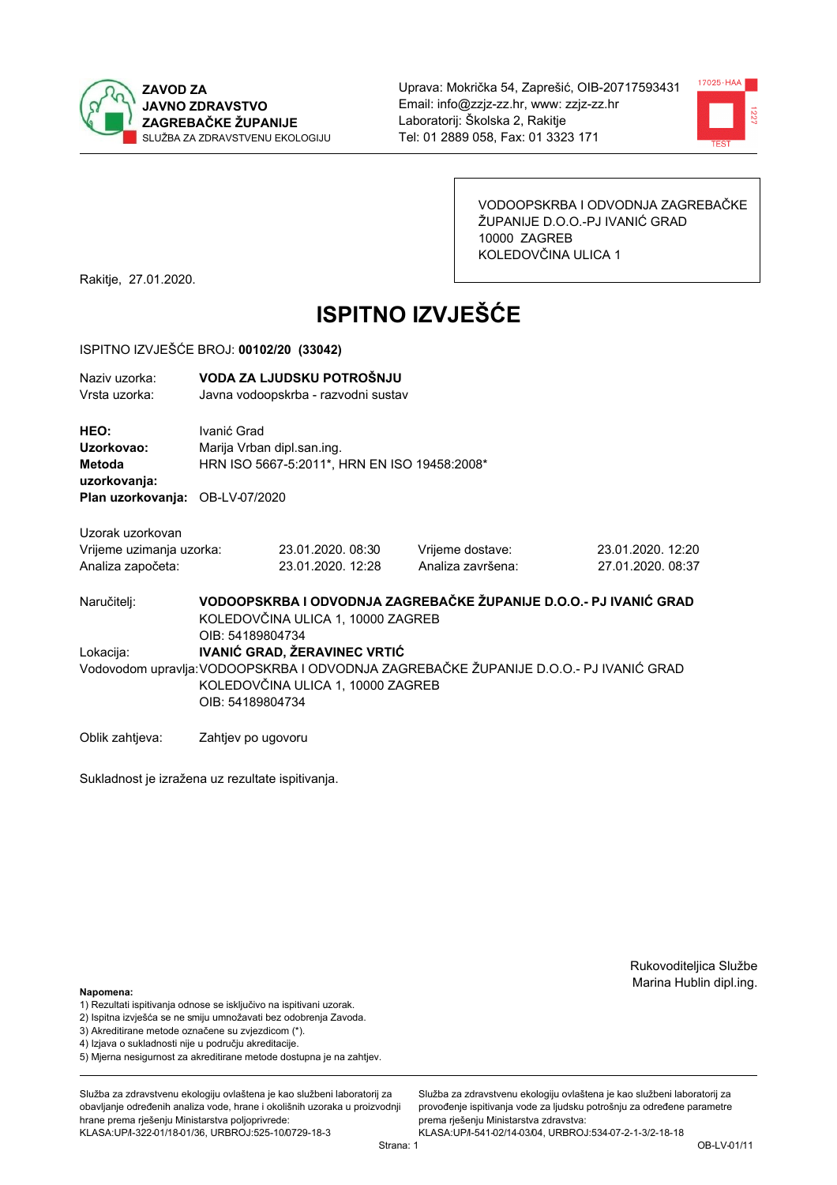**ZAVOD ZA JAVNO ZDRAVSTVO ZAGREBAČKE ŽUPANIJE**
SLUŽBA ZA ZDRAVSTVENU EKOLOGIJU

Uprava: Mokrička 54, Zaprešić, OIB-20717593431
Email: info@zzjz-zz.hr, www: zzjz-zz.hr
Laboratorij: Školska 2, Rakitje
Tel: 01 2889 058, Fax: 01 3323 171

VODOOPSKRBA I ODVODNJA ZAGREBAČKE ŽUPANIJE D.O.O.-PJ IVANIĆ GRAD
10000 ZAGREB
KOLEDOVČINA ULICA 1

Rakitje, 27.01.2020.

# ISPITNO IZVJEŠĆE

ISPITNO IZVJEŠĆE BROJ: **00102/20 (33042)**

Naziv uzorka: **VODA ZA LJUDSKU POTROŠNJU**
Vrsta uzorka: Javna vodoopskrba - razvodni sustav

**HEO:** Ivanić Grad
**Uzorkovao:** Marija Vrban dipl.san.ing.
**Metoda uzorkovanja:** HRN ISO 5667-5:2011*, HRN EN ISO 19458:2008*
**Plan uzorkovanja:** OB-LV-07/2020

Uzorak uzorkovan

| | | | |
|---|---|---|---|
| Vrijeme uzimanja uzorka: | 23.01.2020. 08:30 | Vrijeme dostave: | 23.01.2020. 12:20 |
| Analiza započeta: | 23.01.2020. 12:28 | Analiza završena: | 27.01.2020. 08:37 |

Naručitelj: **VODOOPSKRBA I ODVODNJA ZAGREBAČKE ŽUPANIJE D.O.O.- PJ IVANIĆ GRAD**
KOLEDOVČINA ULICA 1, 10000 ZAGREB
OIB: 54189804734

Lokacija: **IVANIĆ GRAD, ŽERAVINEC VRTIĆ**

Vodovodom upravlja: VODOOPSKRBA I ODVODNJA ZAGREBAČKE ŽUPANIJE D.O.O.- PJ IVANIĆ GRAD
KOLEDOVČINA ULICA 1, 10000 ZAGREB
OIB: 54189804734

Oblik zahtjeva: Zahtjev po ugovoru

Sukladnost je izražena uz rezultate ispitivanja.

Rukovoditeljica Službe
Marina Hublin dipl.ing.

**Napomena:**
1) Rezultati ispitivanja odnose se isključivo na ispitivani uzorak.
2) Ispitna izvješća se ne smiju umnožavati bez odobrenja Zavoda.
3) Akreditirane metode označene su zvjezdicom (*).
4) Izjava o sukladnosti nije u području akreditacije.
5) Mjerna nesigurnost za akreditirane metode dostupna je na zahtjev.

Služba za zdravstvenu ekologiju ovlaštena je kao službeni laboratorij za obavljanje određenih analiza vode, hrane i okolišnih uzoraka u proizvodnji hrane prema rješenju Ministarstva poljoprivrede: KLASA:UP/I-322-01/18-01/36, URBROJ:525-10/0729-18-3

Služba za zdravstvenu ekologiju ovlaštena je kao službeni laboratorij za provođenje ispitivanja vode za ljudsku potrošnju za određene parametre prema rješenju Ministarstva zdravstva: KLASA:UP/I-541-02/14-03/04, URBROJ:534-07-2-1-3/2-18-18

OB-LV-01/11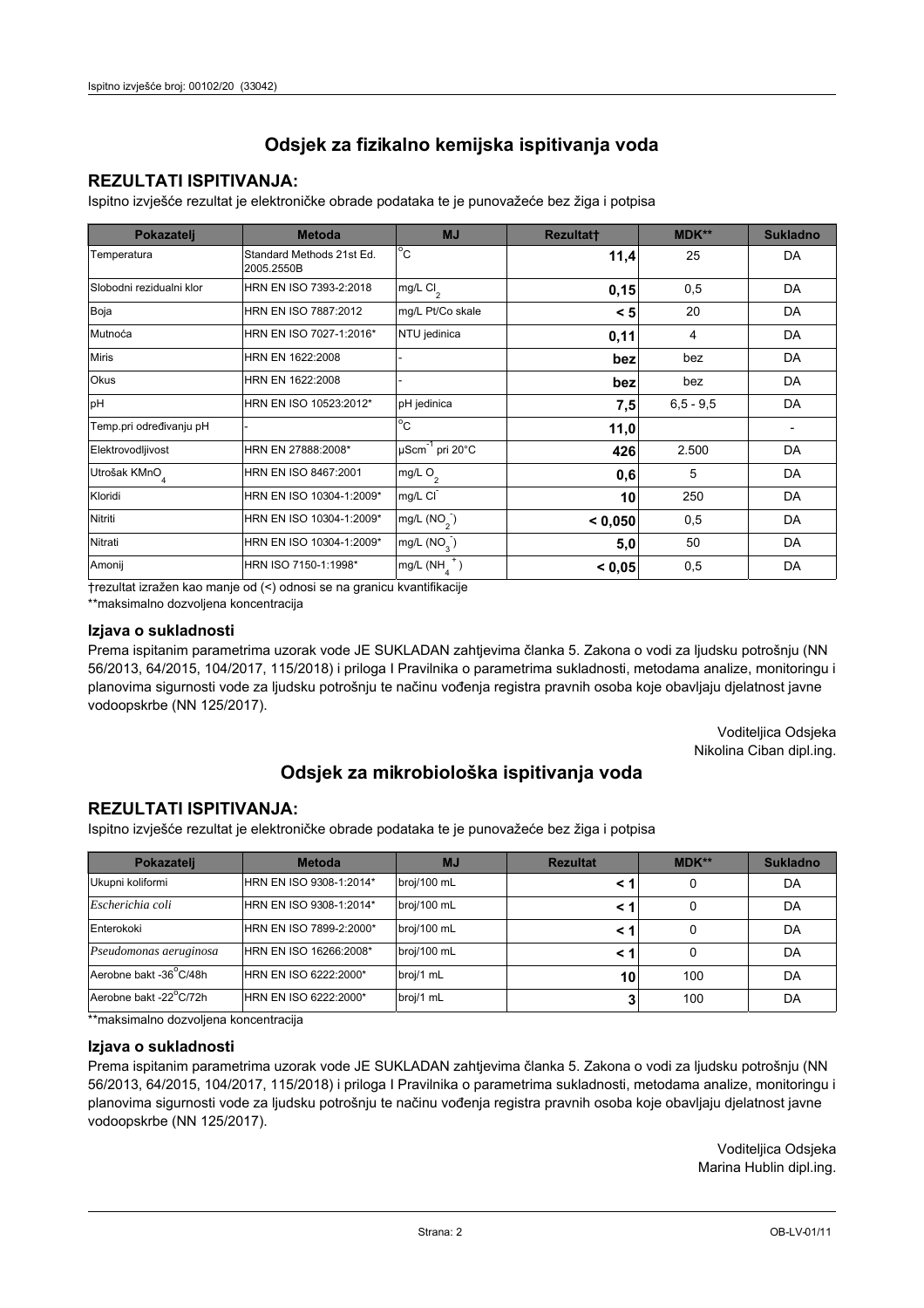# Odsjek za fizikalno kemijska ispitivanja voda

## REZULTATI ISPITIVANJA:

Ispitno izvješće rezultat je elektroničke obrade podataka te je punovažeće bez žiga i potpisa

| Pokazatelj | Metoda | MJ | Rezultat† | MDK** | Sukladno |
|---|---|---|---|---|---|
| Temperatura | Standard Methods 21st Ed. 2005.2550B | °C | **11,4** | 25 | DA |
| Slobodni rezidualni klor | HRN EN ISO 7393-2:2018 | mg/L $Cl_2$ | **0,15** | 0,5 | DA |
| Boja | HRN EN ISO 7887:2012 | mg/L Pt/Co skale | **< 5** | 20 | DA |
| Mutnoća | HRN EN ISO 7027-1:2016* | NTU jedinica | **0,11** | 4 | DA |
| Miris | HRN EN 1622:2008 | - | **bez** | bez | DA |
| Okus | HRN EN 1622:2008 | - | **bez** | bez | DA |
| pH | HRN EN ISO 10523:2012* | pH jedinica | **7,5** | 6,5 - 9,5 | DA |
| Temp.pri određivanju pH | - | °C | **11,0** | | - |
| Elektrovodljivost | HRN EN 27888:2008* | $\mu Scm^{-1}$ pri 20°C | **426** | 2.500 | DA |
| Utrošak $KMnO_4$ | HRN EN ISO 8467:2001 | mg/L $O_2$ | **0,6** | 5 | DA |
| Kloridi | HRN EN ISO 10304-1:2009* | mg/L $Cl^-$ | **10** | 250 | DA |
| Nitriti | HRN EN ISO 10304-1:2009* | mg/L ($NO_2^-$) | **< 0,050** | 0,5 | DA |
| Nitrati | HRN EN ISO 10304-1:2009* | mg/L ($NO_3^-$) | **5,0** | 50 | DA |
| Amonij | HRN ISO 7150-1:1998* | mg/L ($NH_4^+$) | **< 0,05** | 0,5 | DA |

†rezultat izražen kao manje od (<) odnosi se na granicu kvantifikacije

**maksimalno dozvoljena koncentracija

### Izjava o sukladnosti

Prema ispitanim parametrima uzorak vode JE SUKLADAN zahtjevima članka 5. Zakona o vodi za ljudsku potrošnju (NN 56/2013, 64/2015, 104/2017, 115/2018) i priloga I Pravilnika o parametrima sukladnosti, metodama analize, monitoringu i planovima sigurnosti vode za ljudsku potrošnju te načinu vođenja registra pravnih osoba koje obavljaju djelatnost javne vodoopskrbe (NN 125/2017).

Voditeljica Odsjeka
Nikolina Ciban dipl.ing.

# Odsjek za mikrobiološka ispitivanja voda

## REZULTATI ISPITIVANJA:

Ispitno izvješće rezultat je elektroničke obrade podataka te je punovažeće bez žiga i potpisa

| Pokazatelj | Metoda | MJ | Rezultat | MDK** | Sukladno |
|---|---|---|---|---|---|
| Ukupni koliformi | HRN EN ISO 9308-1:2014* | broj/100 mL | **< 1** | 0 | DA |
| *Escherichia coli* | HRN EN ISO 9308-1:2014* | broj/100 mL | **< 1** | 0 | DA |
| Enterokoki | HRN EN ISO 7899-2:2000* | broj/100 mL | **< 1** | 0 | DA |
| *Pseudomonas aeruginosa* | HRN EN ISO 16266:2008* | broj/100 mL | **< 1** | 0 | DA |
| Aerobne bakt -36°C/48h | HRN EN ISO 6222:2000* | broj/1 mL | **10** | 100 | DA |
| Aerobne bakt -22°C/72h | HRN EN ISO 6222:2000* | broj/1 mL | **3** | 100 | DA |

**maksimalno dozvoljena koncentracija

### Izjava o sukladnosti

Prema ispitanim parametrima uzorak vode JE SUKLADAN zahtjevima članka 5. Zakona o vodi za ljudsku potrošnju (NN 56/2013, 64/2015, 104/2017, 115/2018) i priloga I Pravilnika o parametrima sukladnosti, metodama analize, monitoringu i planovima sigurnosti vode za ljudsku potrošnju te načinu vođenja registra pravnih osoba koje obavljaju djelatnost javne vodoopskrbe (NN 125/2017).

Voditeljica Odsjeka
Marina Hublin dipl.ing.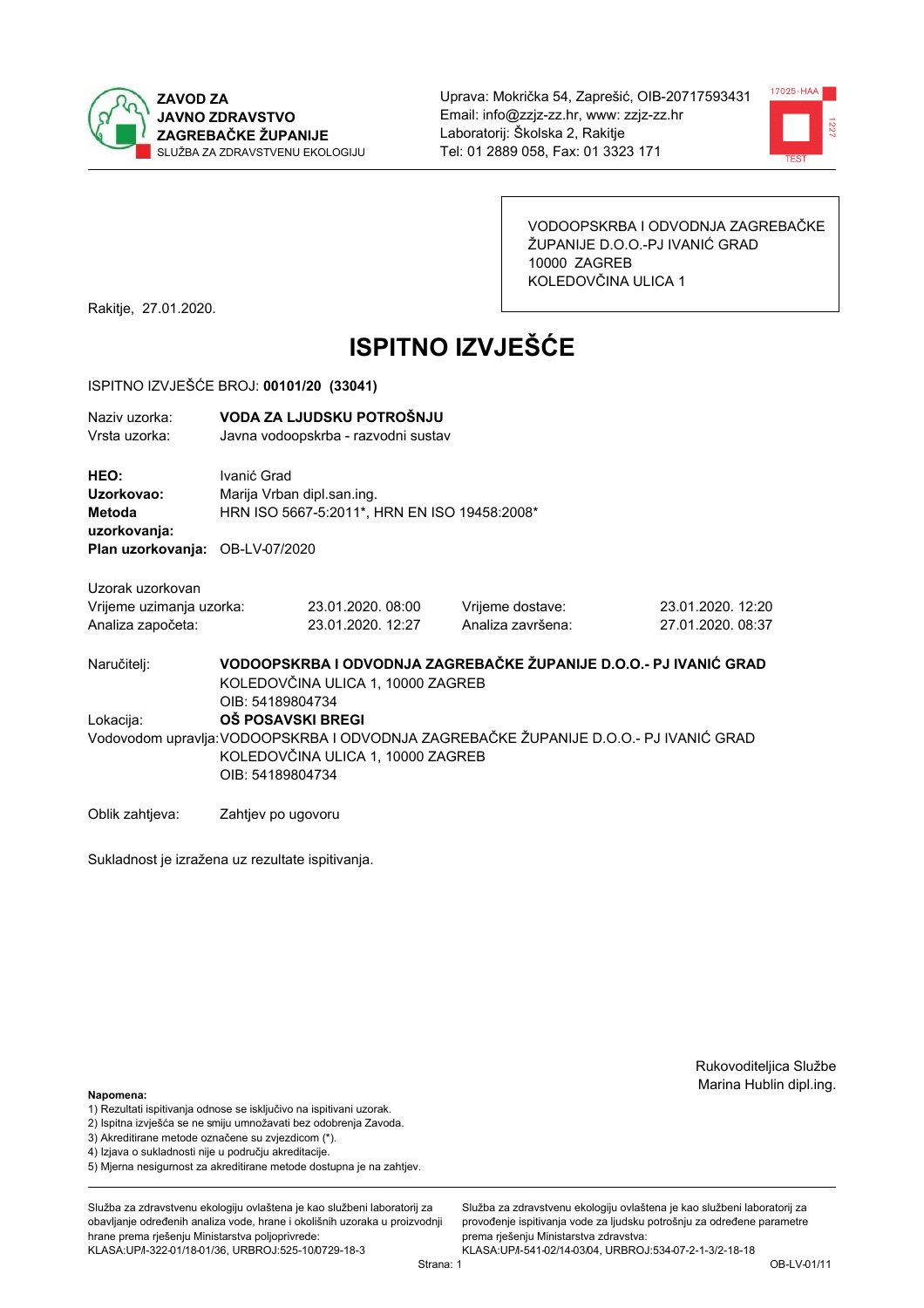**ZAVOD ZA JAVNO ZDRAVSTVO ZAGREBAČKE ŽUPANIJE**
SLUŽBA ZA ZDRAVSTVENU EKOLOGIJU

Uprava: Mokrička 54, Zaprešić, OIB-20717593431
Email: info@zzjz-zz.hr, www: zzjz-zz.hr
Laboratorij: Školska 2, Rakitje
Tel: 01 2889 058, Fax: 01 3323 171

VODOOPSKRBA I ODVODNJA ZAGREBAČKE ŽUPANIJE D.O.O.-PJ IVANIĆ GRAD
10000 ZAGREB
KOLEDOVČINA ULICA 1

Rakitje, 27.01.2020.

# ISPITNO IZVJEŠĆE

ISPITNO IZVJEŠĆE BROJ: **00101/20 (33041)**

Naziv uzorka: **VODA ZA LJUDSKU POTROŠNJU**
Vrsta uzorka: Javna vodoopskrba - razvodni sustav

**HEO:** Ivanić Grad
**Uzorkovao:** Marija Vrban dipl.san.ing.
**Metoda uzorkovanja:** HRN ISO 5667-5:2011*, HRN EN ISO 19458:2008*
**Plan uzorkovanja:** OB-LV-07/2020

Uzorak uzorkovan

| | | | |
|---|---|---|---|
| Vrijeme uzimanja uzorka: | 23.01.2020. 08:00 | Vrijeme dostave: | 23.01.2020. 12:20 |
| Analiza započeta: | 23.01.2020. 12:27 | Analiza završena: | 27.01.2020. 08:37 |

Naručitelj: **VODOOPSKRBA I ODVODNJA ZAGREBAČKE ŽUPANIJE D.O.O.- PJ IVANIĆ GRAD**
KOLEDOVČINA ULICA 1, 10000 ZAGREB
OIB: 54189804734

Lokacija: **OŠ POSAVSKI BREGI**

Vodovodom upravlja: VODOOPSKRBA I ODVODNJA ZAGREBAČKE ŽUPANIJE D.O.O.- PJ IVANIĆ GRAD
KOLEDOVČINA ULICA 1, 10000 ZAGREB
OIB: 54189804734

Oblik zahtjeva: Zahtjev po ugovoru

Sukladnost je izražena uz rezultate ispitivanja.

Rukovoditeljica Službe
Marina Hublin dipl.ing.

**Napomena:**
1) Rezultati ispitivanja odnose se isključivo na ispitivani uzorak.
2) Ispitna izvješća se ne smiju umnožavati bez odobrenja Zavoda.
3) Akreditirane metode označene su zvjezdicom (*).
4) Izjava o sukladnosti nije u području akreditacije.
5) Mjerna nesigurnost za akreditirane metode dostupna je na zahtjev.

Služba za zdravstvenu ekologiju ovlaštena je kao službeni laboratorij za obavljanje određenih analiza vode, hrane i okolišnih uzoraka u proizvodnji hrane prema rješenju Ministarstva poljoprivrede: KLASA:UP/I-322-01/18-01/36, URBROJ:525-10/0729-18-3

Služba za zdravstvenu ekologiju ovlaštena je kao službeni laboratorij za provođenje ispitivanja vode za ljudsku potrošnju za određene parametre prema rješenju Ministarstva zdravstva: KLASA:UP/I-541-02/14-03/04, URBROJ:534-07-2-1-3/2-18-18

OB-LV-01/11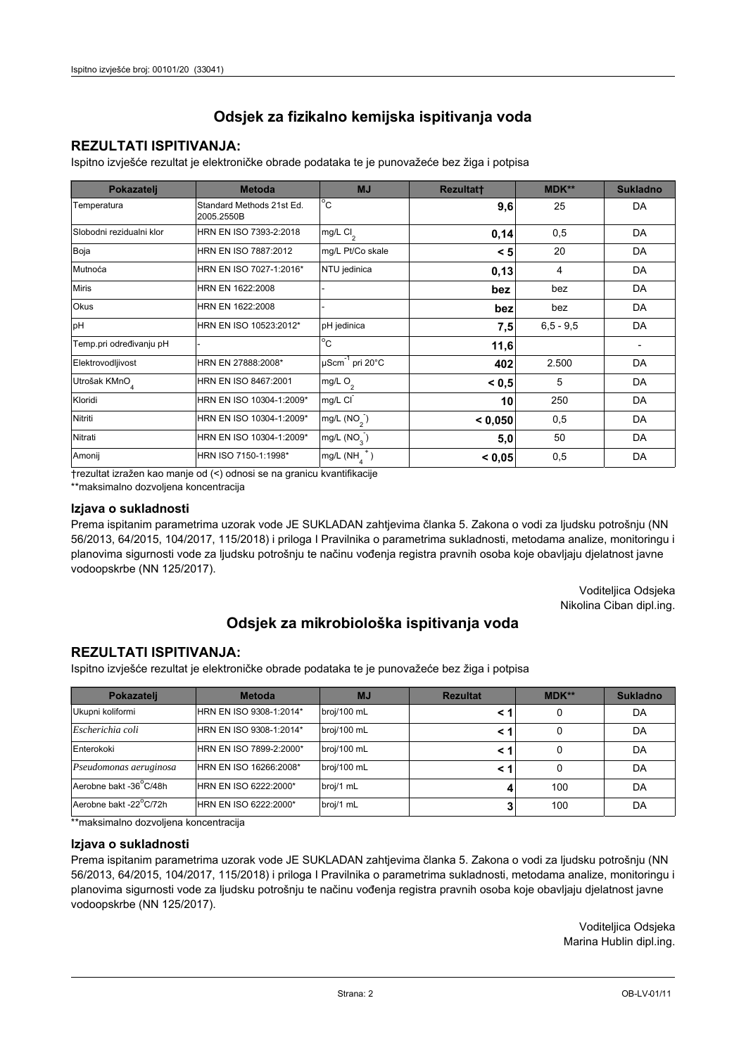## Odsjek za fizikalno kemijska ispitivanja voda

### REZULTATI ISPITIVANJA:

Ispitno izvješće rezultat je elektroničke obrade podataka te je punovažeće bez žiga i potpisa

| Pokazatelj | Metoda | MJ | Rezultat† | MDK** | Sukladno |
|---|---|---|---|---|---|
| Temperatura | Standard Methods 21st Ed. 2005.2550B | °C | **9,6** | 25 | DA |
| Slobodni rezidualni klor | HRN EN ISO 7393-2:2018 | mg/L $Cl_2$ | **0,14** | 0,5 | DA |
| Boja | HRN EN ISO 7887:2012 | mg/L Pt/Co skale | **< 5** | 20 | DA |
| Mutnoća | HRN EN ISO 7027-1:2016* | NTU jedinica | **0,13** | 4 | DA |
| Miris | HRN EN 1622:2008 | - | **bez** | bez | DA |
| Okus | HRN EN 1622:2008 | - | **bez** | bez | DA |
| pH | HRN EN ISO 10523:2012* | pH jedinica | **7,5** | 6,5 - 9,5 | DA |
| Temp.pri određivanju pH | - | °C | **11,6** | | - |
| Elektrovodljivost | HRN EN 27888:2008* | $\mu Scm^{-1}$ pri 20°C | **402** | 2.500 | DA |
| Utrošak $KMnO_4$ | HRN EN ISO 8467:2001 | mg/L $O_2$ | **< 0,5** | 5 | DA |
| Kloridi | HRN EN ISO 10304-1:2009* | mg/L $Cl^-$ | **10** | 250 | DA |
| Nitriti | HRN EN ISO 10304-1:2009* | mg/L $(NO_2^-)$ | **< 0,050** | 0,5 | DA |
| Nitrati | HRN EN ISO 10304-1:2009* | mg/L $(NO_3^-)$ | **5,0** | 50 | DA |
| Amonij | HRN ISO 7150-1:1998* | mg/L $(NH_4^+)$ | **< 0,05** | 0,5 | DA |

†rezultat izražen kao manje od (<) odnosi se na granicu kvantifikacije

**maksimalno dozvoljena koncentracija

### Izjava o sukladnosti

Prema ispitanim parametrima uzorak vode JE SUKLADAN zahtjevima članka 5. Zakona o vodi za ljudsku potrošnju (NN 56/2013, 64/2015, 104/2017, 115/2018) i priloga I Pravilnika o parametrima sukladnosti, metodama analize, monitoringu i planovima sigurnosti vode za ljudsku potrošnju te načinu vođenja registra pravnih osoba koje obavljaju djelatnost javne vodoopskrbe (NN 125/2017).

Voditeljica Odsjeka
Nikolina Ciban dipl.ing.

## Odsjek za mikrobiološka ispitivanja voda

### REZULTATI ISPITIVANJA:

Ispitno izvješće rezultat je elektroničke obrade podataka te je punovažeće bez žiga i potpisa

| Pokazatelj | Metoda | MJ | Rezultat | MDK** | Sukladno |
|---|---|---|---|---|---|
| Ukupni koliformi | HRN EN ISO 9308-1:2014* | broj/100 mL | **< 1** | 0 | DA |
| *Escherichia coli* | HRN EN ISO 9308-1:2014* | broj/100 mL | **< 1** | 0 | DA |
| Enterokoki | HRN EN ISO 7899-2:2000* | broj/100 mL | **< 1** | 0 | DA |
| *Pseudomonas aeruginosa* | HRN EN ISO 16266:2008* | broj/100 mL | **< 1** | 0 | DA |
| Aerobne bakt -36°C/48h | HRN EN ISO 6222:2000* | broj/1 mL | **4** | 100 | DA |
| Aerobne bakt -22°C/72h | HRN EN ISO 6222:2000* | broj/1 mL | **3** | 100 | DA |

**maksimalno dozvoljena koncentracija

### Izjava o sukladnosti

Prema ispitanim parametrima uzorak vode JE SUKLADAN zahtjevima članka 5. Zakona o vodi za ljudsku potrošnju (NN 56/2013, 64/2015, 104/2017, 115/2018) i priloga I Pravilnika o parametrima sukladnosti, metodama analize, monitoringu i planovima sigurnosti vode za ljudsku potrošnju te načinu vođenja registra pravnih osoba koje obavljaju djelatnost javne vodoopskrbe (NN 125/2017).

Voditeljica Odsjeka
Marina Hublin dipl.ing.